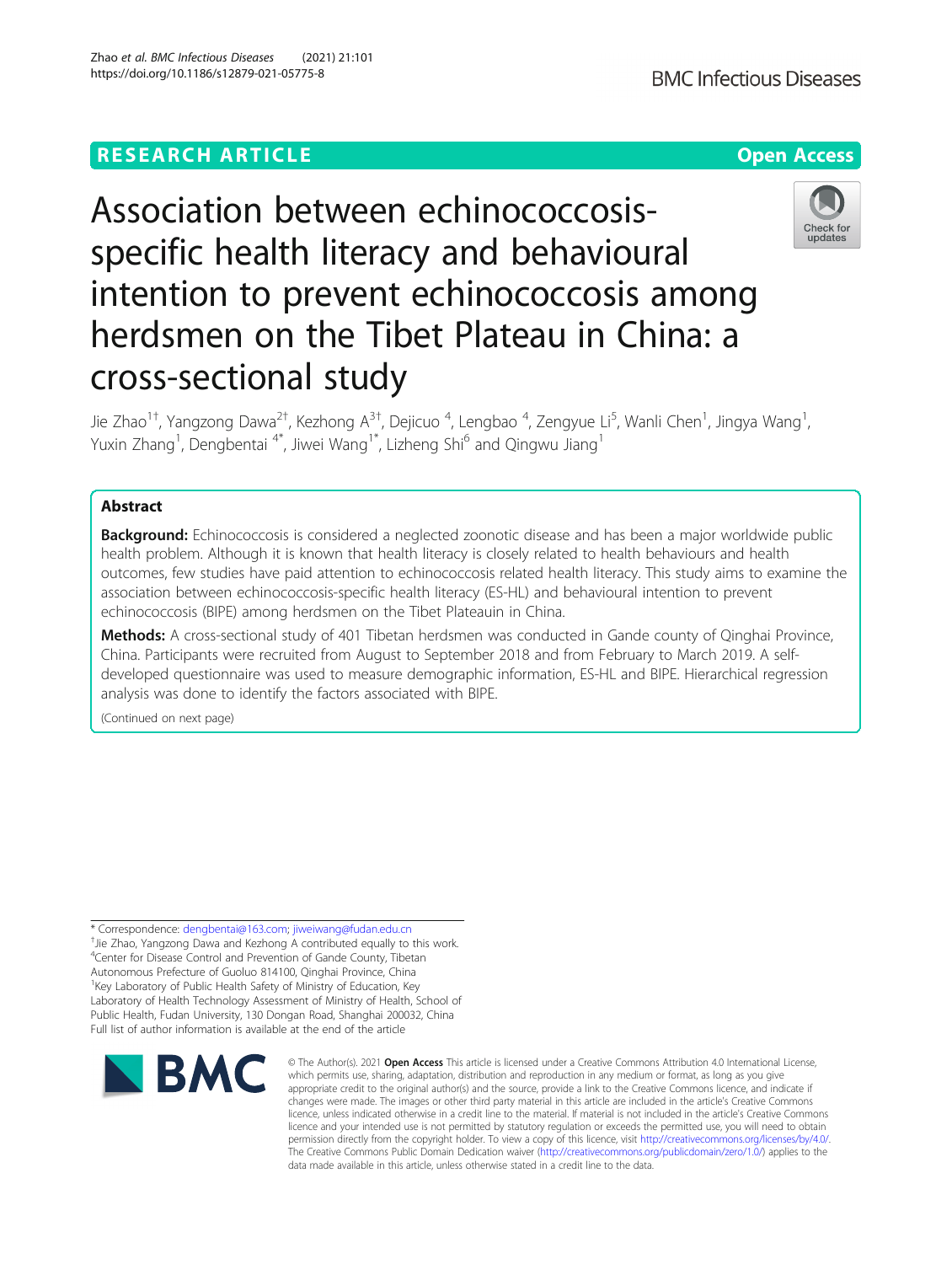RESEARCH ARTICLE

Open Access

# Association between echinococcosis-specific health literacy and behavioural intention to prevent echinococcosis among herdsmen on the Tibet Plateau in China: a cross-sectional study

Jie Zhao[1†], Yangzong Dawa[2†], Kezhong A[3†], Dejicuo [4], Lengbao [4], Zengyue Li[5], Wanli Chen[1], Jingya Wang[1], Yuxin Zhang[1], Dengbentai [4*], Jiwei Wang[1*], Lizheng Shi[6] and Qingwu Jiang[1]

## Abstract

**Background:** Echinococcosis is considered a neglected zoonotic disease and has been a major worldwide public health problem. Although it is known that health literacy is closely related to health behaviours and health outcomes, few studies have paid attention to echinococcosis related health literacy. This study aims to examine the association between echinococcosis-specific health literacy (ES-HL) and behavioural intention to prevent echinococcosis (BIPE) among herdsmen on the Tibet Plateauin in China.

**Methods:** A cross-sectional study of 401 Tibetan herdsmen was conducted in Gande county of Qinghai Province, China. Participants were recruited from August to September 2018 and from February to March 2019. A self-developed questionnaire was used to measure demographic information, ES-HL and BIPE. Hierarchical regression analysis was done to identify the factors associated with BIPE.

(Continued on next page)

* Correspondence: dengbentai@163.com; jiweiwang@fudan.edu.cn
†Jie Zhao, Yangzong Dawa and Kezhong A contributed equally to this work.
[4]Center for Disease Control and Prevention of Gande County, Tibetan Autonomous Prefecture of Guoluo 814100, Qinghai Province, China
[1]Key Laboratory of Public Health Safety of Ministry of Education, Key Laboratory of Health Technology Assessment of Ministry of Health, School of Public Health, Fudan University, 130 Dongan Road, Shanghai 200032, China
Full list of author information is available at the end of the article

© The Author(s). 2021 **Open Access** This article is licensed under a Creative Commons Attribution 4.0 International License, which permits use, sharing, adaptation, distribution and reproduction in any medium or format, as long as you give appropriate credit to the original author(s) and the source, provide a link to the Creative Commons licence, and indicate if changes were made. The images or other third party material in this article are included in the article's Creative Commons licence, unless indicated otherwise in a credit line to the material. If material is not included in the article's Creative Commons licence and your intended use is not permitted by statutory regulation or exceeds the permitted use, you will need to obtain permission directly from the copyright holder. To view a copy of this licence, visit http://creativecommons.org/licenses/by/4.0/. The Creative Commons Public Domain Dedication waiver (http://creativecommons.org/publicdomain/zero/1.0/) applies to the data made available in this article, unless otherwise stated in a credit line to the data.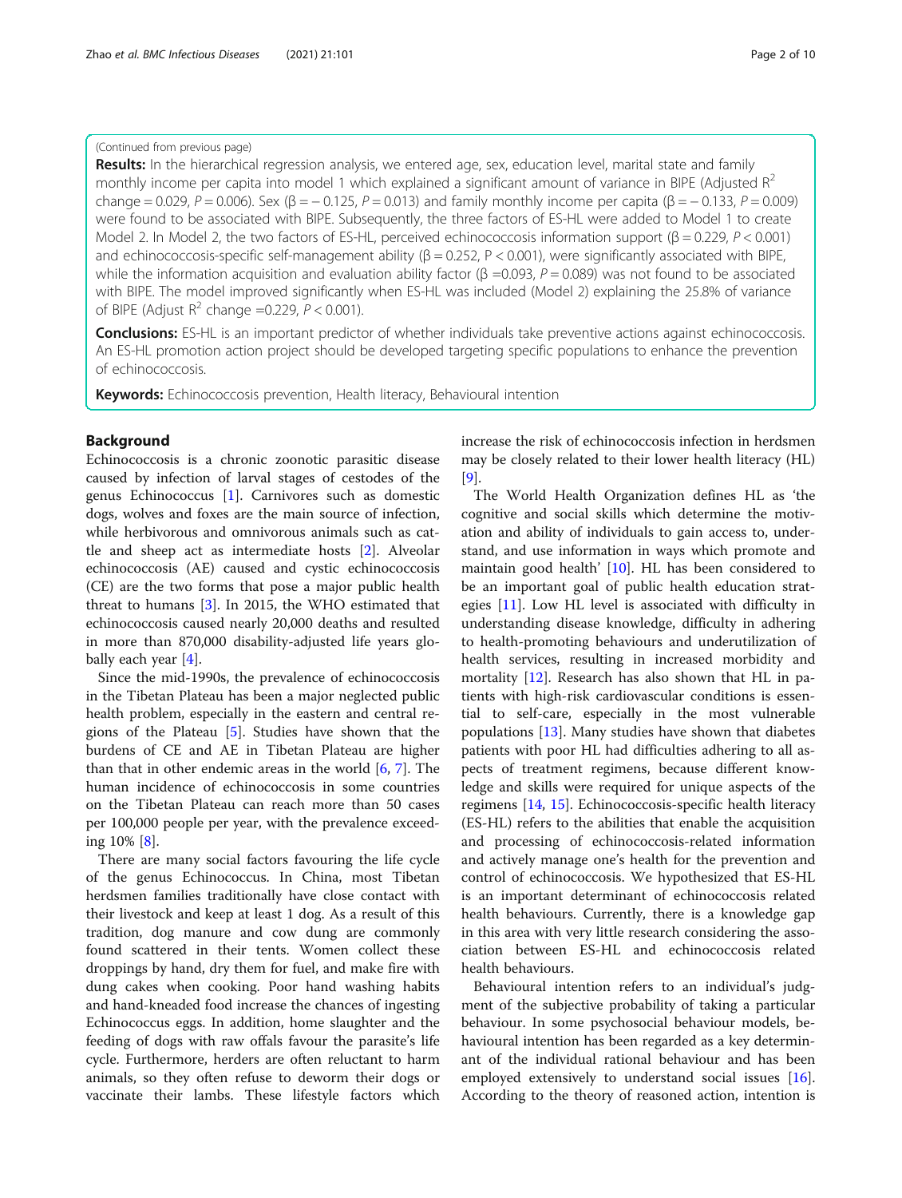(Continued from previous page)

**Results:** In the hierarchical regression analysis, we entered age, sex, education level, marital state and family monthly income per capita into model 1 which explained a significant amount of variance in BIPE (Adjusted $R^2$ change = 0.029, $P = 0.006$). Sex ($\beta = -0.125$, $P = 0.013$) and family monthly income per capita ($\beta = -0.133$, $P = 0.009$) were found to be associated with BIPE. Subsequently, the three factors of ES-HL were added to Model 1 to create Model 2. In Model 2, the two factors of ES-HL, perceived echinococcosis information support ($\beta = 0.229$, $P < 0.001$) and echinococcosis-specific self-management ability ($\beta = 0.252$, $P < 0.001$), were significantly associated with BIPE, while the information acquisition and evaluation ability factor ($\beta = 0.093$, $P = 0.089$) was not found to be associated with BIPE. The model improved significantly when ES-HL was included (Model 2) explaining the 25.8% of variance of BIPE (Adjust $R^2$ change $= 0.229$, $P < 0.001$).

**Conclusions:** ES-HL is an important predictor of whether individuals take preventive actions against echinococcosis. An ES-HL promotion action project should be developed targeting specific populations to enhance the prevention of echinococcosis.

**Keywords:** Echinococcosis prevention, Health literacy, Behavioural intention

## Background

Echinococcosis is a chronic zoonotic parasitic disease caused by infection of larval stages of cestodes of the genus Echinococcus [1]. Carnivores such as domestic dogs, wolves and foxes are the main source of infection, while herbivorous and omnivorous animals such as cattle and sheep act as intermediate hosts [2]. Alveolar echinococcosis (AE) caused and cystic echinococcosis (CE) are the two forms that pose a major public health threat to humans [3]. In 2015, the WHO estimated that echinococcosis caused nearly 20,000 deaths and resulted in more than 870,000 disability-adjusted life years globally each year [4].

Since the mid-1990s, the prevalence of echinococcosis in the Tibetan Plateau has been a major neglected public health problem, especially in the eastern and central regions of the Plateau [5]. Studies have shown that the burdens of CE and AE in Tibetan Plateau are higher than that in other endemic areas in the world [6, 7]. The human incidence of echinococcosis in some countries on the Tibetan Plateau can reach more than 50 cases per 100,000 people per year, with the prevalence exceeding 10% [8].

There are many social factors favouring the life cycle of the genus Echinococcus. In China, most Tibetan herdsmen families traditionally have close contact with their livestock and keep at least 1 dog. As a result of this tradition, dog manure and cow dung are commonly found scattered in their tents. Women collect these droppings by hand, dry them for fuel, and make fire with dung cakes when cooking. Poor hand washing habits and hand-kneaded food increase the chances of ingesting Echinococcus eggs. In addition, home slaughter and the feeding of dogs with raw offals favour the parasite's life cycle. Furthermore, herders are often reluctant to harm animals, so they often refuse to deworm their dogs or vaccinate their lambs. These lifestyle factors which increase the risk of echinococcosis infection in herdsmen may be closely related to their lower health literacy (HL) [9].

The World Health Organization defines HL as 'the cognitive and social skills which determine the motivation and ability of individuals to gain access to, understand, and use information in ways which promote and maintain good health' [10]. HL has been considered to be an important goal of public health education strategies [11]. Low HL level is associated with difficulty in understanding disease knowledge, difficulty in adhering to health-promoting behaviours and underutilization of health services, resulting in increased morbidity and mortality [12]. Research has also shown that HL in patients with high-risk cardiovascular conditions is essential to self-care, especially in the most vulnerable populations [13]. Many studies have shown that diabetes patients with poor HL had difficulties adhering to all aspects of treatment regimens, because different knowledge and skills were required for unique aspects of the regimens [14, 15]. Echinococcosis-specific health literacy (ES-HL) refers to the abilities that enable the acquisition and processing of echinococcosis-related information and actively manage one's health for the prevention and control of echinococcosis. We hypothesized that ES-HL is an important determinant of echinococcosis related health behaviours. Currently, there is a knowledge gap in this area with very little research considering the association between ES-HL and echinococcosis related health behaviours.

Behavioural intention refers to an individual's judgment of the subjective probability of taking a particular behaviour. In some psychosocial behaviour models, behavioural intention has been regarded as a key determinant of the individual rational behaviour and has been employed extensively to understand social issues [16]. According to the theory of reasoned action, intention is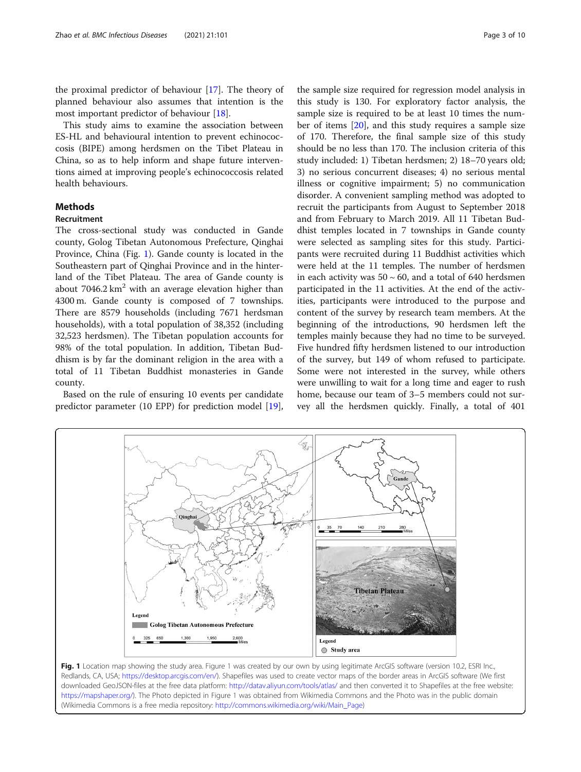the proximal predictor of behaviour [17]. The theory of planned behaviour also assumes that intention is the most important predictor of behaviour [18].

This study aims to examine the association between ES-HL and behavioural intention to prevent echinococcosis (BIPE) among herdsmen on the Tibet Plateau in China, so as to help inform and shape future interventions aimed at improving people's echinococcosis related health behaviours.

## Methods

### Recruitment

The cross-sectional study was conducted in Gande county, Golog Tibetan Autonomous Prefecture, Qinghai Province, China (Fig. 1). Gande county is located in the Southeastern part of Qinghai Province and in the hinterland of the Tibet Plateau. The area of Gande county is about 7046.2 $km^2$ with an average elevation higher than 4300 m. Gande county is composed of 7 townships. There are 8579 households (including 7671 herdsman households), with a total population of 38,352 (including 32,523 herdsmen). The Tibetan population accounts for 98% of the total population. In addition, Tibetan Buddhism is by far the dominant religion in the area with a total of 11 Tibetan Buddhist monasteries in Gande county.

Based on the rule of ensuring 10 events per candidate predictor parameter (10 EPP) for prediction model [19], the sample size required for regression model analysis in this study is 130. For exploratory factor analysis, the sample size is required to be at least 10 times the number of items [20], and this study requires a sample size of 170. Therefore, the final sample size of this study should be no less than 170. The inclusion criteria of this study included: 1) Tibetan herdsmen; 2) 18–70 years old; 3) no serious concurrent diseases; 4) no serious mental illness or cognitive impairment; 5) no communication disorder. A convenient sampling method was adopted to recruit the participants from August to September 2018 and from February to March 2019. All 11 Tibetan Buddhist temples located in 7 townships in Gande county were selected as sampling sites for this study. Participants were recruited during 11 Buddhist activities which were held at the 11 temples. The number of herdsmen in each activity was 50 ~ 60, and a total of 640 herdsmen participated in the 11 activities. At the end of the activities, participants were introduced to the purpose and content of the survey by research team members. At the beginning of the introductions, 90 herdsmen left the temples mainly because they had no time to be surveyed. Five hundred fifty herdsmen listened to our introduction of the survey, but 149 of whom refused to participate. Some were not interested in the survey, while others were unwilling to wait for a long time and eager to rush home, because our team of 3–5 members could not survey all the herdsmen quickly. Finally, a total of 401

**Fig. 1** Location map showing the study area. Figure 1 was created by our own by using legitimate ArcGIS software (version 10.2, ESRI Inc., Redlands, CA, USA; https://desktop.arcgis.com/en/). Shapefiles was used to create vector maps of the border areas in ArcGIS software (We first downloaded GeoJSON-files at the free data platform: http://datav.aliyun.com/tools/atlas/ and then converted it to Shapefiles at the free website: https://mapshaper.org/). The Photo depicted in Figure 1 was obtained from Wikimedia Commons and the Photo was in the public domain (Wikimedia Commons is a free media repository: http://commons.wikimedia.org/wiki/Main_Page)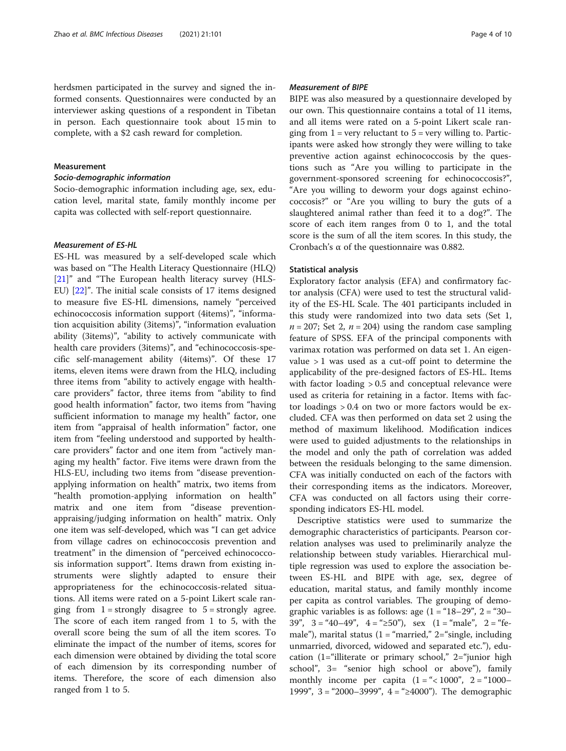herdsmen participated in the survey and signed the informed consents. Questionnaires were conducted by an interviewer asking questions of a respondent in Tibetan in person. Each questionnaire took about 15 min to complete, with a $2 cash reward for completion.

## Measurement

### *Socio-demographic information*

Socio-demographic information including age, sex, education level, marital state, family monthly income per capita was collected with self-report questionnaire.

### *Measurement of ES-HL*

ES-HL was measured by a self-developed scale which was based on "The Health Literacy Questionnaire (HLQ) [21]" and "The European health literacy survey (HLS-EU) [22]". The initial scale consists of 17 items designed to measure five ES-HL dimensions, namely "perceived echinococcosis information support (4items)", "information acquisition ability (3items)", "information evaluation ability (3items)", "ability to actively communicate with health care providers (3items)", and "echinococcosis-specific self-management ability (4items)". Of these 17 items, eleven items were drawn from the HLQ, including three items from "ability to actively engage with healthcare providers" factor, three items from "ability to find good health information" factor, two items from "having sufficient information to manage my health" factor, one item from "appraisal of health information" factor, one item from "feeling understood and supported by healthcare providers" factor and one item from "actively managing my health" factor. Five items were drawn from the HLS-EU, including two items from "disease prevention-applying information on health" matrix, two items from "health promotion-applying information on health" matrix and one item from "disease prevention-appraising/judging information on health" matrix. Only one item was self-developed, which was "I can get advice from village cadres on echinococcosis prevention and treatment" in the dimension of "perceived echinococcosis information support". Items drawn from existing instruments were slightly adapted to ensure their appropriateness for the echinococcosis-related situations. All items were rated on a 5-point Likert scale ranging from 1 = strongly disagree to 5 = strongly agree. The score of each item ranged from 1 to 5, with the overall score being the sum of all the item scores. To eliminate the impact of the number of items, scores for each dimension were obtained by dividing the total score of each dimension by its corresponding number of items. Therefore, the score of each dimension also ranged from 1 to 5.

### *Measurement of BIPE*

BIPE was also measured by a questionnaire developed by our own. This questionnaire contains a total of 11 items, and all items were rated on a 5-point Likert scale ranging from 1 = very reluctant to 5 = very willing to. Participants were asked how strongly they were willing to take preventive action against echinococcosis by the questions such as "Are you willing to participate in the government-sponsored screening for echinococcosis?", "Are you willing to deworm your dogs against echinococcosis?" or "Are you willing to bury the guts of a slaughtered animal rather than feed it to a dog?". The score of each item ranges from 0 to 1, and the total score is the sum of all the item scores. In this study, the Cronbach's α of the questionnaire was 0.882.

## Statistical analysis

Exploratory factor analysis (EFA) and confirmatory factor analysis (CFA) were used to test the structural validity of the ES-HL Scale. The 401 participants included in this study were randomized into two data sets (Set 1, $n = 207$; Set 2, $n = 204$) using the random case sampling feature of SPSS. EFA of the principal components with varimax rotation was performed on data set 1. An eigenvalue > 1 was used as a cut-off point to determine the applicability of the pre-designed factors of ES-HL. Items with factor loading > 0.5 and conceptual relevance were used as criteria for retaining in a factor. Items with factor loadings > 0.4 on two or more factors would be excluded. CFA was then performed on data set 2 using the method of maximum likelihood. Modification indices were used to guided adjustments to the relationships in the model and only the path of correlation was added between the residuals belonging to the same dimension. CFA was initially conducted on each of the factors with their corresponding items as the indicators. Moreover, CFA was conducted on all factors using their corresponding indicators ES-HL model.

Descriptive statistics were used to summarize the demographic characteristics of participants. Pearson correlation analyses was used to preliminarily analyze the relationship between study variables. Hierarchical multiple regression was used to explore the association between ES-HL and BIPE with age, sex, degree of education, marital status, and family monthly income per capita as control variables. The grouping of demographic variables is as follows: age (1 = "18–29", 2 = "30–39", 3 = "40–49", 4 = "≥50"), sex (1 = "male", 2 = "female"), marital status (1 = "married," 2="single, including unmarried, divorced, widowed and separated etc."), education (1="illiterate or primary school," 2="junior high school", 3= "senior high school or above"), family monthly income per capita (1 = "< 1000", 2 = "1000–1999", 3 = "2000–3999", 4 = "≥4000"). The demographic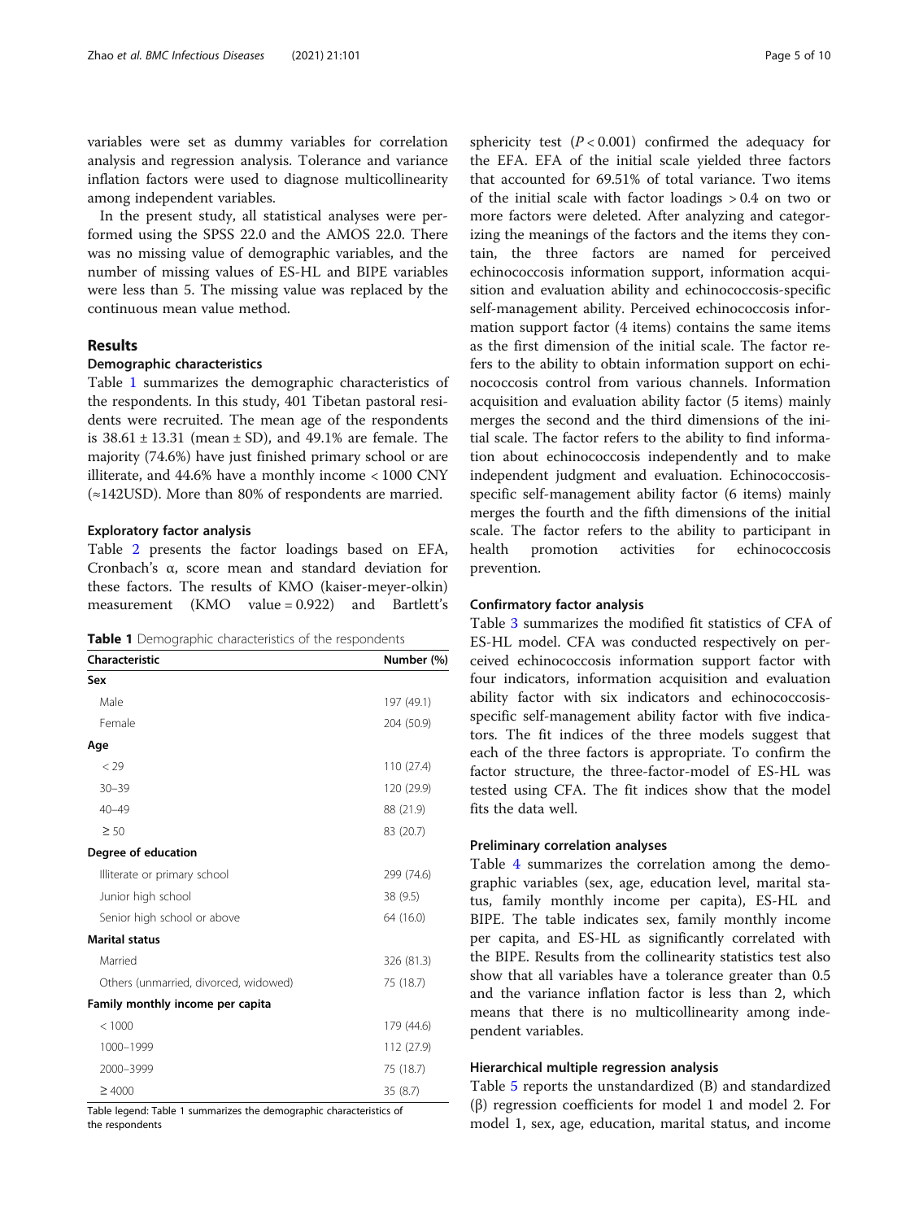variables were set as dummy variables for correlation analysis and regression analysis. Tolerance and variance inflation factors were used to diagnose multicollinearity among independent variables.

In the present study, all statistical analyses were performed using the SPSS 22.0 and the AMOS 22.0. There was no missing value of demographic variables, and the number of missing values of ES-HL and BIPE variables were less than 5. The missing value was replaced by the continuous mean value method.

## Results

### Demographic characteristics

Table 1 summarizes the demographic characteristics of the respondents. In this study, 401 Tibetan pastoral residents were recruited. The mean age of the respondents is 38.61 ± 13.31 (mean ± SD), and 49.1% are female. The majority (74.6%) have just finished primary school or are illiterate, and 44.6% have a monthly income < 1000 CNY (≈142USD). More than 80% of respondents are married.

### Exploratory factor analysis

Table 2 presents the factor loadings based on EFA, Cronbach's α, score mean and standard deviation for these factors. The results of KMO (kaiser-meyer-olkin) measurement (KMO value = 0.922) and Bartlett's sphericity test ($P < 0.001$) confirmed the adequacy for the EFA. EFA of the initial scale yielded three factors that accounted for 69.51% of total variance. Two items of the initial scale with factor loadings > 0.4 on two or more factors were deleted. After analyzing and categorizing the meanings of the factors and the items they contain, the three factors are named for perceived echinococcosis information support, information acquisition and evaluation ability and echinococcosis-specific self-management ability. Perceived echinococcosis information support factor (4 items) contains the same items as the first dimension of the initial scale. The factor refers to the ability to obtain information support on echinococcosis control from various channels. Information acquisition and evaluation ability factor (5 items) mainly merges the second and the third dimensions of the initial scale. The factor refers to the ability to find information about echinococcosis independently and to make independent judgment and evaluation. Echinococcosis-specific self-management ability factor (6 items) mainly merges the fourth and the fifth dimensions of the initial scale. The factor refers to the ability to participant in health promotion activities for echinococcosis prevention.

**Table 1** Demographic characteristics of the respondents

| Characteristic | Number (%) |
|---|---|
| **Sex** | |
| Male | 197 (49.1) |
| Female | 204 (50.9) |
| **Age** | |
| < 29 | 110 (27.4) |
| 30–39 | 120 (29.9) |
| 40–49 | 88 (21.9) |
| ≥ 50 | 83 (20.7) |
| **Degree of education** | |
| Illiterate or primary school | 299 (74.6) |
| Junior high school | 38 (9.5) |
| Senior high school or above | 64 (16.0) |
| **Marital status** | |
| Married | 326 (81.3) |
| Others (unmarried, divorced, widowed) | 75 (18.7) |
| **Family monthly income per capita** | |
| < 1000 | 179 (44.6) |
| 1000–1999 | 112 (27.9) |
| 2000–3999 | 75 (18.7) |
| ≥ 4000 | 35 (8.7) |

Table legend: Table 1 summarizes the demographic characteristics of the respondents

### Confirmatory factor analysis

Table 3 summarizes the modified fit statistics of CFA of ES-HL model. CFA was conducted respectively on perceived echinococcosis information support factor with four indicators, information acquisition and evaluation ability factor with six indicators and echinococcosis-specific self-management ability factor with five indicators. The fit indices of the three models suggest that each of the three factors is appropriate. To confirm the factor structure, the three-factor-model of ES-HL was tested using CFA. The fit indices show that the model fits the data well.

### Preliminary correlation analyses

Table 4 summarizes the correlation among the demographic variables (sex, age, education level, marital status, family monthly income per capita), ES-HL and BIPE. The table indicates sex, family monthly income per capita, and ES-HL as significantly correlated with the BIPE. Results from the collinearity statistics test also show that all variables have a tolerance greater than 0.5 and the variance inflation factor is less than 2, which means that there is no multicollinearity among independent variables.

### Hierarchical multiple regression analysis

Table 5 reports the unstandardized (B) and standardized (β) regression coefficients for model 1 and model 2. For model 1, sex, age, education, marital status, and income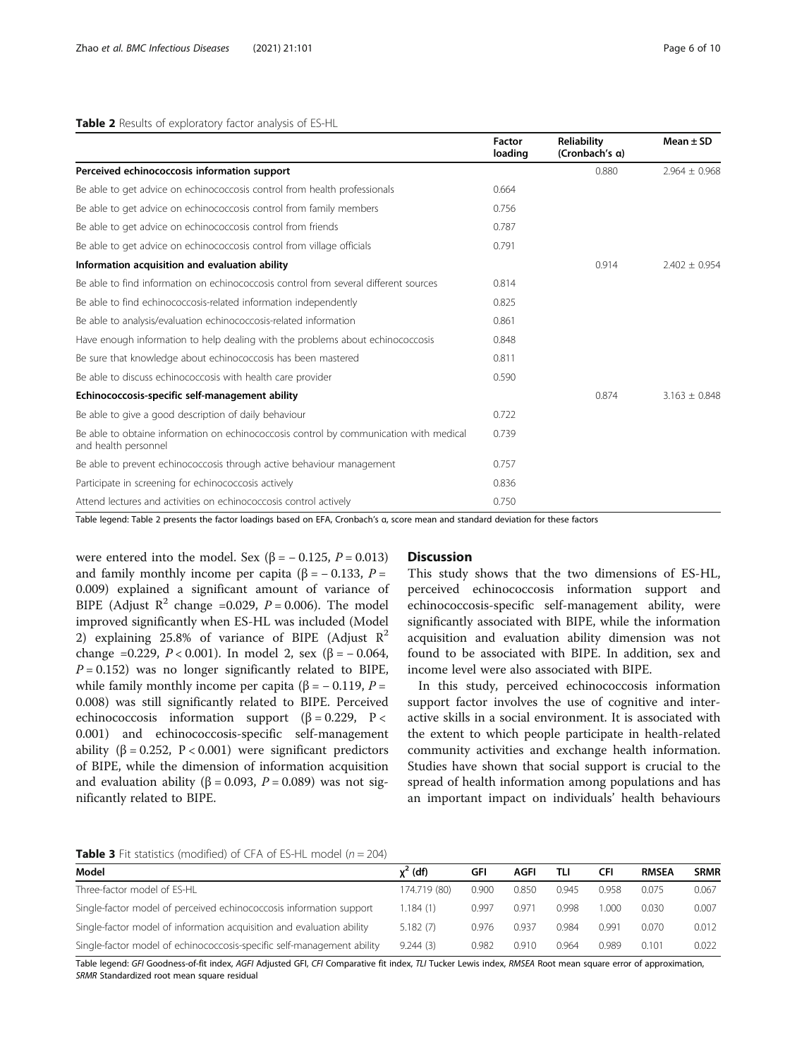**Table 2** Results of exploratory factor analysis of ES-HL

| | Factor loading | Reliability (Cronbach's α) | Mean ± SD |
|---|---|---|---|
| **Perceived echinococcosis information support** | | 0.880 | 2.964 ± 0.968 |
| Be able to get advice on echinococcosis control from health professionals | 0.664 | | |
| Be able to get advice on echinococcosis control from family members | 0.756 | | |
| Be able to get advice on echinococcosis control from friends | 0.787 | | |
| Be able to get advice on echinococcosis control from village officials | 0.791 | | |
| **Information acquisition and evaluation ability** | | 0.914 | 2.402 ± 0.954 |
| Be able to find information on echinococcosis control from several different sources | 0.814 | | |
| Be able to find echinococcosis-related information independently | 0.825 | | |
| Be able to analysis/evaluation echinococcosis-related information | 0.861 | | |
| Have enough information to help dealing with the problems about echinococcosis | 0.848 | | |
| Be sure that knowledge about echinococcosis has been mastered | 0.811 | | |
| Be able to discuss echinococcosis with health care provider | 0.590 | | |
| **Echinococcosis-specific self-management ability** | | 0.874 | 3.163 ± 0.848 |
| Be able to give a good description of daily behaviour | 0.722 | | |
| Be able to obtaine information on echinococcosis control by communication with medical and health personnel | 0.739 | | |
| Be able to prevent echinococcosis through active behaviour management | 0.757 | | |
| Participate in screening for echinococcosis actively | 0.836 | | |
| Attend lectures and activities on echinococcosis control actively | 0.750 | | |

Table legend: Table 2 presents the factor loadings based on EFA, Cronbach's α, score mean and standard deviation for these factors

were entered into the model. Sex (β = − 0.125, *P* = 0.013) and family monthly income per capita (β = − 0.133, *P* = 0.009) explained a significant amount of variance of BIPE (Adjust $R^2$ change =0.029, *P* = 0.006). The model improved significantly when ES-HL was included (Model 2) explaining 25.8% of variance of BIPE (Adjust $R^2$ change =0.229, *P* < 0.001). In model 2, sex (β = − 0.064, *P* = 0.152) was no longer significantly related to BIPE, while family monthly income per capita (β = − 0.119, *P* = 0.008) was still significantly related to BIPE. Perceived echinococcosis information support (β = 0.229, P < 0.001) and echinococcosis-specific self-management ability (β = 0.252, P < 0.001) were significant predictors of BIPE, while the dimension of information acquisition and evaluation ability (β = 0.093, *P* = 0.089) was not significantly related to BIPE.

## Discussion

This study shows that the two dimensions of ES-HL, perceived echinococcosis information support and echinococcosis-specific self-management ability, were significantly associated with BIPE, while the information acquisition and evaluation ability dimension was not found to be associated with BIPE. In addition, sex and income level were also associated with BIPE.

In this study, perceived echinococcosis information support factor involves the use of cognitive and interactive skills in a social environment. It is associated with the extent to which people participate in health-related community activities and exchange health information. Studies have shown that social support is crucial to the spread of health information among populations and has an important impact on individuals' health behaviours

**Table 3** Fit statistics (modified) of CFA of ES-HL model (*n* = 204)

| Model | $\chi^2$ (df) | GFI | AGFI | TLI | CFI | RMSEA | SRMR |
|---|---|---|---|---|---|---|---|
| Three-factor model of ES-HL | 174.719 (80) | 0.900 | 0.850 | 0.945 | 0.958 | 0.075 | 0.067 |
| Single-factor model of perceived echinococcosis information support | 1.184 (1) | 0.997 | 0.971 | 0.998 | 1.000 | 0.030 | 0.007 |
| Single-factor model of information acquisition and evaluation ability | 5.182 (7) | 0.976 | 0.937 | 0.984 | 0.991 | 0.070 | 0.012 |
| Single-factor model of echinococcosis-specific self-management ability | 9.244 (3) | 0.982 | 0.910 | 0.964 | 0.989 | 0.101 | 0.022 |

Table legend: *GFI* Goodness-of-fit index, *AGFI* Adjusted GFI, *CFI* Comparative fit index, *TLI* Tucker Lewis index, *RMSEA* Root mean square error of approximation, *SRMR* Standardized root mean square residual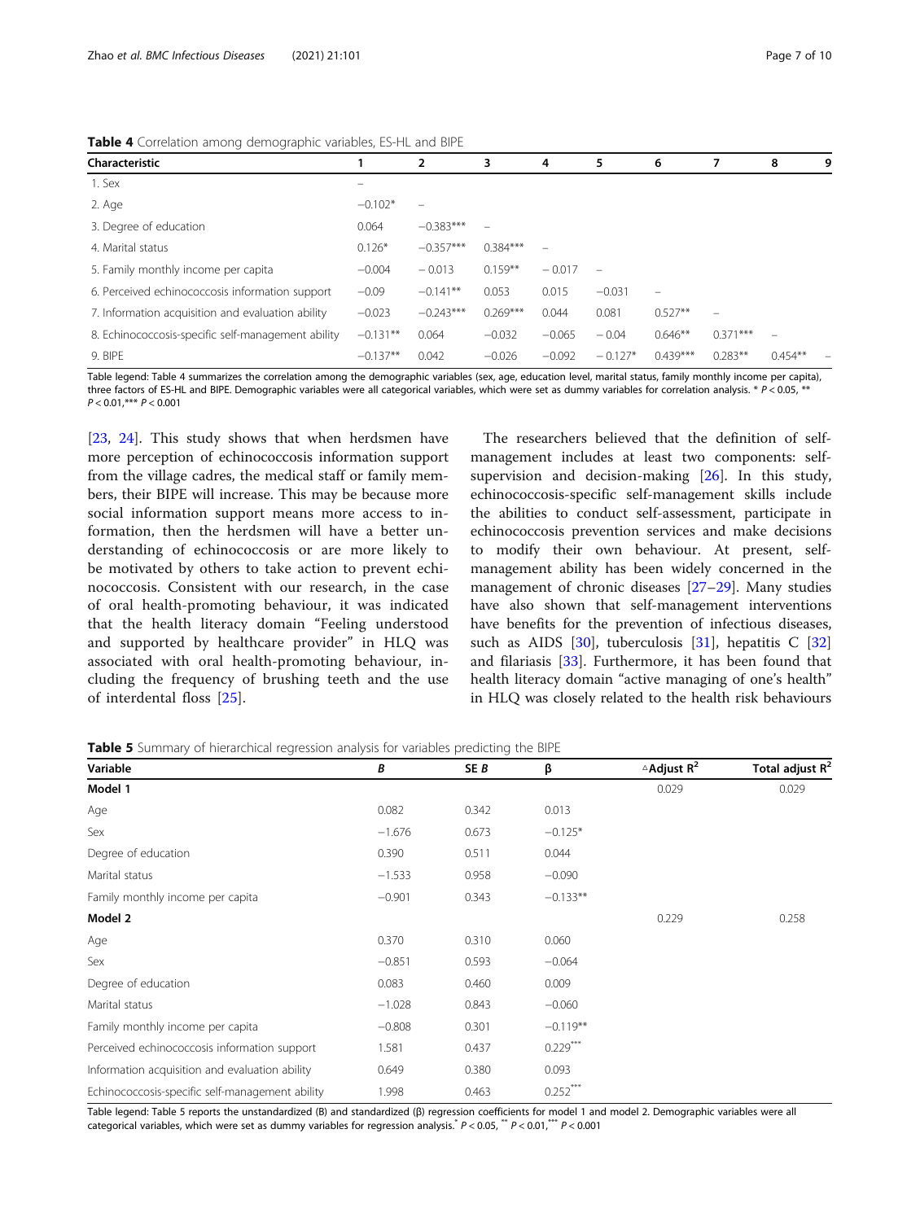**Table 4** Correlation among demographic variables, ES-HL and BIPE

| Characteristic | 1 | 2 | 3 | 4 | 5 | 6 | 7 | 8 | 9 |
|---|---|---|---|---|---|---|---|---|---|
| 1. Sex | – | | | | | | | | |
| 2. Age | −0.102* | – | | | | | | | |
| 3. Degree of education | 0.064 | −0.383*** | – | | | | | | |
| 4. Marital status | 0.126* | −0.357*** | 0.384*** | – | | | | | |
| 5. Family monthly income per capita | −0.004 | − 0.013 | 0.159** | − 0.017 | – | | | | |
| 6. Perceived echinococcosis information support | −0.09 | −0.141** | 0.053 | 0.015 | −0.031 | – | | | |
| 7. Information acquisition and evaluation ability | −0.023 | −0.243*** | 0.269*** | 0.044 | 0.081 | 0.527** | – | | |
| 8. Echinococcosis-specific self-management ability | −0.131** | 0.064 | −0.032 | −0.065 | − 0.04 | 0.646** | 0.371*** | – | |
| 9. BIPE | −0.137** | 0.042 | −0.026 | −0.092 | − 0.127* | 0.439*** | 0.283** | 0.454** | – |

Table legend: Table 4 summarizes the correlation among the demographic variables (sex, age, education level, marital status, family monthly income per capita), three factors of ES-HL and BIPE. Demographic variables were all categorical variables, which were set as dummy variables for correlation analysis. * $P < 0.05$, ** $P < 0.01$,*** $P < 0.001$

[23, 24]. This study shows that when herdsmen have more perception of echinococcosis information support from the village cadres, the medical staff or family members, their BIPE will increase. This may be because more social information support means more access to information, then the herdsmen will have a better understanding of echinococcosis or are more likely to be motivated by others to take action to prevent echinococcosis. Consistent with our research, in the case of oral health-promoting behaviour, it was indicated that the health literacy domain "Feeling understood and supported by healthcare provider" in HLQ was associated with oral health-promoting behaviour, including the frequency of brushing teeth and the use of interdental floss [25].

The researchers believed that the definition of self-management includes at least two components: self-supervision and decision-making [26]. In this study, echinococcosis-specific self-management skills include the abilities to conduct self-assessment, participate in echinococcosis prevention services and make decisions to modify their own behaviour. At present, self-management ability has been widely concerned in the management of chronic diseases [27–29]. Many studies have also shown that self-management interventions have benefits for the prevention of infectious diseases, such as AIDS [30], tuberculosis [31], hepatitis C [32] and filariasis [33]. Furthermore, it has been found that health literacy domain "active managing of one's health" in HLQ was closely related to the health risk behaviours

**Table 5** Summary of hierarchical regression analysis for variables predicting the BIPE

| Variable | *B* | SE *B* | β | △Adjust $R^2$ | Total adjust $R^2$ |
|---|---|---|---|---|---|
| **Model 1** | | | | 0.029 | 0.029 |
| Age | 0.082 | 0.342 | 0.013 | | |
| Sex | −1.676 | 0.673 | −0.125* | | |
| Degree of education | 0.390 | 0.511 | 0.044 | | |
| Marital status | −1.533 | 0.958 | −0.090 | | |
| Family monthly income per capita | −0.901 | 0.343 | −0.133** | | |
| **Model 2** | | | | 0.229 | 0.258 |
| Age | 0.370 | 0.310 | 0.060 | | |
| Sex | −0.851 | 0.593 | −0.064 | | |
| Degree of education | 0.083 | 0.460 | 0.009 | | |
| Marital status | −1.028 | 0.843 | −0.060 | | |
| Family monthly income per capita | −0.808 | 0.301 | −0.119** | | |
| Perceived echinococcosis information support | 1.581 | 0.437 | 0.229*** | | |
| Information acquisition and evaluation ability | 0.649 | 0.380 | 0.093 | | |
| Echinococcosis-specific self-management ability | 1.998 | 0.463 | 0.252*** | | |

Table legend: Table 5 reports the unstandardized (B) and standardized (β) regression coefficients for model 1 and model 2. Demographic variables were all categorical variables, which were set as dummy variables for regression analysis.* $P < 0.05$, ** $P < 0.01$,*** $P < 0.001$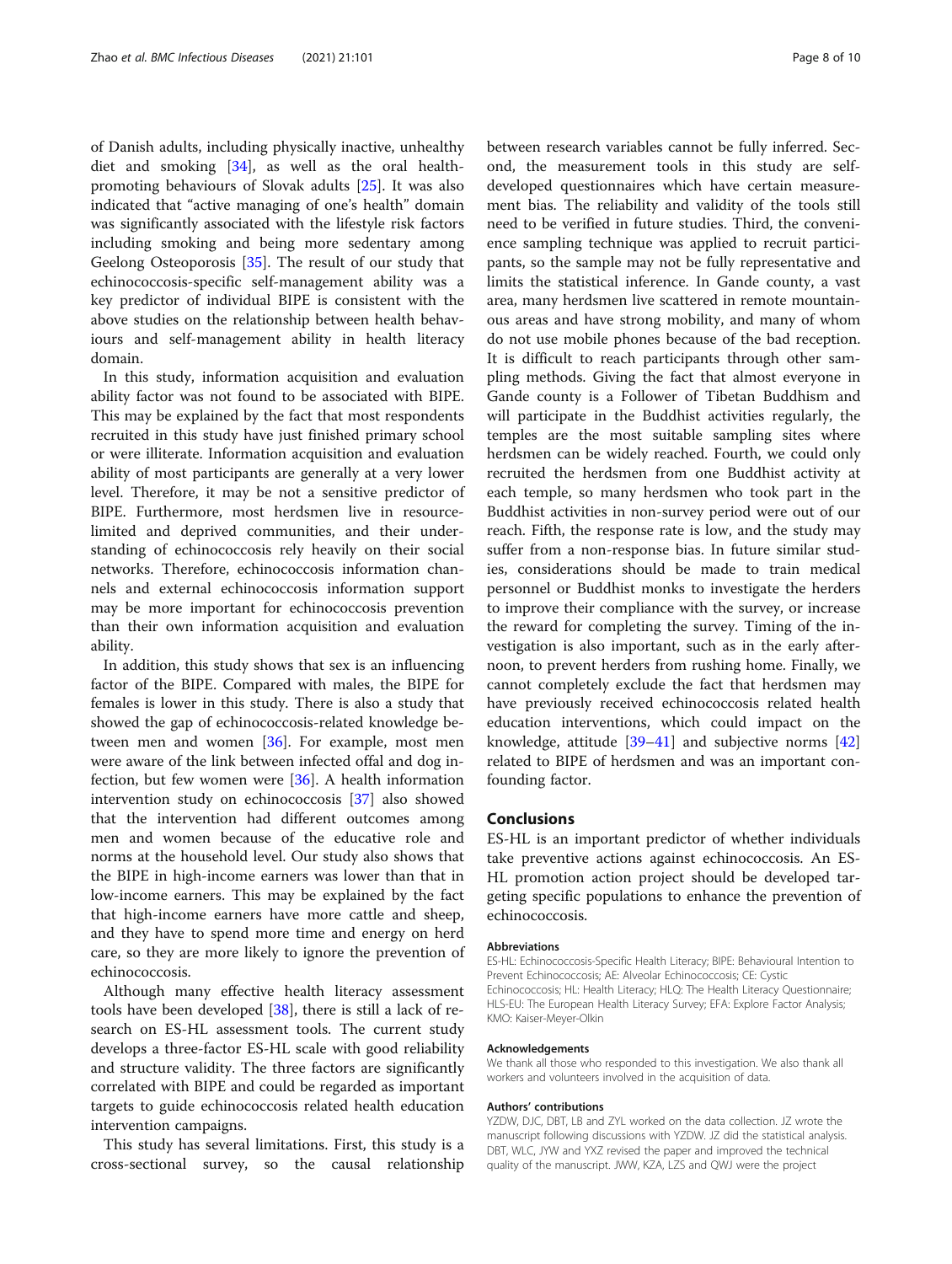of Danish adults, including physically inactive, unhealthy diet and smoking [34], as well as the oral health-promoting behaviours of Slovak adults [25]. It was also indicated that "active managing of one's health" domain was significantly associated with the lifestyle risk factors including smoking and being more sedentary among Geelong Osteoporosis [35]. The result of our study that echinococcosis-specific self-management ability was a key predictor of individual BIPE is consistent with the above studies on the relationship between health behaviours and self-management ability in health literacy domain.

In this study, information acquisition and evaluation ability factor was not found to be associated with BIPE. This may be explained by the fact that most respondents recruited in this study have just finished primary school or were illiterate. Information acquisition and evaluation ability of most participants are generally at a very lower level. Therefore, it may be not a sensitive predictor of BIPE. Furthermore, most herdsmen live in resource-limited and deprived communities, and their understanding of echinococcosis rely heavily on their social networks. Therefore, echinococcosis information channels and external echinococcosis information support may be more important for echinococcosis prevention than their own information acquisition and evaluation ability.

In addition, this study shows that sex is an influencing factor of the BIPE. Compared with males, the BIPE for females is lower in this study. There is also a study that showed the gap of echinococcosis-related knowledge between men and women [36]. For example, most men were aware of the link between infected offal and dog infection, but few women were [36]. A health information intervention study on echinococcosis [37] also showed that the intervention had different outcomes among men and women because of the educative role and norms at the household level. Our study also shows that the BIPE in high-income earners was lower than that in low-income earners. This may be explained by the fact that high-income earners have more cattle and sheep, and they have to spend more time and energy on herd care, so they are more likely to ignore the prevention of echinococcosis.

Although many effective health literacy assessment tools have been developed [38], there is still a lack of research on ES-HL assessment tools. The current study develops a three-factor ES-HL scale with good reliability and structure validity. The three factors are significantly correlated with BIPE and could be regarded as important targets to guide echinococcosis related health education intervention campaigns.

This study has several limitations. First, this study is a cross-sectional survey, so the causal relationship between research variables cannot be fully inferred. Second, the measurement tools in this study are self-developed questionnaires which have certain measurement bias. The reliability and validity of the tools still need to be verified in future studies. Third, the convenience sampling technique was applied to recruit participants, so the sample may not be fully representative and limits the statistical inference. In Gande county, a vast area, many herdsmen live scattered in remote mountainous areas and have strong mobility, and many of whom do not use mobile phones because of the bad reception. It is difficult to reach participants through other sampling methods. Giving the fact that almost everyone in Gande county is a Follower of Tibetan Buddhism and will participate in the Buddhist activities regularly, the temples are the most suitable sampling sites where herdsmen can be widely reached. Fourth, we could only recruited the herdsmen from one Buddhist activity at each temple, so many herdsmen who took part in the Buddhist activities in non-survey period were out of our reach. Fifth, the response rate is low, and the study may suffer from a non-response bias. In future similar studies, considerations should be made to train medical personnel or Buddhist monks to investigate the herders to improve their compliance with the survey, or increase the reward for completing the survey. Timing of the investigation is also important, such as in the early afternoon, to prevent herders from rushing home. Finally, we cannot completely exclude the fact that herdsmen may have previously received echinococcosis related health education interventions, which could impact on the knowledge, attitude [39–41] and subjective norms [42] related to BIPE of herdsmen and was an important confounding factor.

## Conclusions

ES-HL is an important predictor of whether individuals take preventive actions against echinococcosis. An ES-HL promotion action project should be developed targeting specific populations to enhance the prevention of echinococcosis.

### Abbreviations

ES-HL: Echinococcosis-Specific Health Literacy; BIPE: Behavioural Intention to Prevent Echinococcosis; AE: Alveolar Echinococcosis; CE: Cystic Echinococcosis; HL: Health Literacy; HLQ: The Health Literacy Questionnaire; HLS-EU: The European Health Literacy Survey; EFA: Explore Factor Analysis; KMO: Kaiser-Meyer-Olkin

### Acknowledgements

We thank all those who responded to this investigation. We also thank all workers and volunteers involved in the acquisition of data.

### Authors' contributions

YZDW, DJC, DBT, LB and ZYL worked on the data collection. JZ wrote the manuscript following discussions with YZDW. JZ did the statistical analysis. DBT, WLC, JYW and YXZ revised the paper and improved the technical quality of the manuscript. JWW, KZA, LZS and QWJ were the project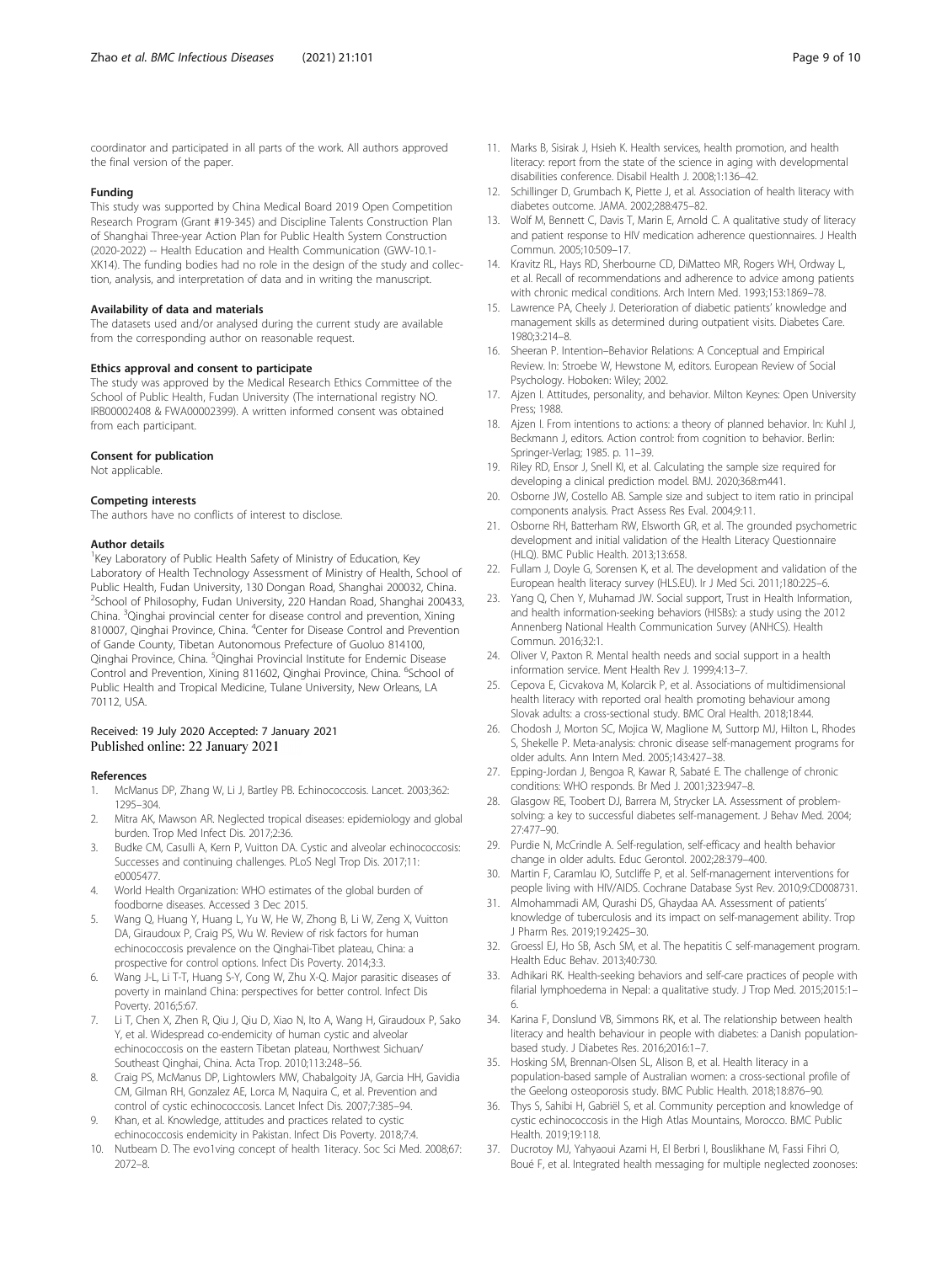coordinator and participated in all parts of the work. All authors approved the final version of the paper.

#### Funding

This study was supported by China Medical Board 2019 Open Competition Research Program (Grant #19-345) and Discipline Talents Construction Plan of Shanghai Three-year Action Plan for Public Health System Construction (2020-2022) -- Health Education and Health Communication (GWV-10.1-XK14). The funding bodies had no role in the design of the study and collection, analysis, and interpretation of data and in writing the manuscript.

#### Availability of data and materials

The datasets used and/or analysed during the current study are available from the corresponding author on reasonable request.

#### Ethics approval and consent to participate

The study was approved by the Medical Research Ethics Committee of the School of Public Health, Fudan University (The international registry NO. IRB00002408 & FWA00002399). A written informed consent was obtained from each participant.

#### Consent for publication

Not applicable.

#### Competing interests

The authors have no conflicts of interest to disclose.

#### Author details

[1]Key Laboratory of Public Health Safety of Ministry of Education, Key Laboratory of Health Technology Assessment of Ministry of Health, School of Public Health, Fudan University, 130 Dongan Road, Shanghai 200032, China. [2]School of Philosophy, Fudan University, 220 Handan Road, Shanghai 200433, China. [3]Qinghai provincial center for disease control and prevention, Xining 810007, Qinghai Province, China. [4]Center for Disease Control and Prevention of Gande County, Tibetan Autonomous Prefecture of Guoluo 814100, Qinghai Province, China. [5]Qinghai Provincial Institute for Endemic Disease Control and Prevention, Xining 811602, Qinghai Province, China. [6]School of Public Health and Tropical Medicine, Tulane University, New Orleans, LA 70112, USA.

Received: 19 July 2020 Accepted: 7 January 2021
Published online: 22 January 2021

#### References

1. McManus DP, Zhang W, Li J, Bartley PB. Echinococcosis. Lancet. 2003;362: 1295–304.
2. Mitra AK, Mawson AR. Neglected tropical diseases: epidemiology and global burden. Trop Med Infect Dis. 2017;2:36.
3. Budke CM, Casulli A, Kern P, Vuitton DA. Cystic and alveolar echinococcosis: Successes and continuing challenges. PLoS Negl Trop Dis. 2017;11: e0005477.
4. World Health Organization: WHO estimates of the global burden of foodborne diseases. Accessed 3 Dec 2015.
5. Wang Q, Huang Y, Huang L, Yu W, He W, Zhong B, Li W, Zeng X, Vuitton DA, Giraudoux P, Craig PS, Wu W. Review of risk factors for human echinococcosis prevalence on the Qinghai-Tibet plateau, China: a prospective for control options. Infect Dis Poverty. 2014;3:3.
6. Wang J-L, Li T-T, Huang S-Y, Cong W, Zhu X-Q. Major parasitic diseases of poverty in mainland China: perspectives for better control. Infect Dis Poverty. 2016;5:67.
7. Li T, Chen X, Zhen R, Qiu J, Qiu D, Xiao N, Ito A, Wang H, Giraudoux P, Sako Y, et al. Widespread co-endemicity of human cystic and alveolar echinococcosis on the eastern Tibetan plateau, Northwest Sichuan/ Southeast Qinghai, China. Acta Trop. 2010;113:248–56.
8. Craig PS, McManus DP, Lightowlers MW, Chabalgoity JA, Garcia HH, Gavidia CM, Gilman RH, Gonzalez AE, Lorca M, Naquira C, et al. Prevention and control of cystic echinococcosis. Lancet Infect Dis. 2007;7:385–94.
9. Khan, et al. Knowledge, attitudes and practices related to cystic echinococcosis endemicity in Pakistan. Infect Dis Poverty. 2018;7:4.
10. Nutbeam D. The evo1ving concept of health 1iteracy. Soc Sci Med. 2008;67: 2072–8.
11. Marks B, Sisirak J, Hsieh K. Health services, health promotion, and health literacy: report from the state of the science in aging with developmental disabilities conference. Disabil Health J. 2008;1:136–42.
12. Schillinger D, Grumbach K, Piette J, et al. Association of health literacy with diabetes outcome. JAMA. 2002;288:475–82.
13. Wolf M, Bennett C, Davis T, Marin E, Arnold C. A qualitative study of literacy and patient response to HIV medication adherence questionnaires. J Health Commun. 2005;10:509–17.
14. Kravitz RL, Hays RD, Sherbourne CD, DiMatteo MR, Rogers WH, Ordway L, et al. Recall of recommendations and adherence to advice among patients with chronic medical conditions. Arch Intern Med. 1993;153:1869–78.
15. Lawrence PA, Cheely J. Deterioration of diabetic patients' knowledge and management skills as determined during outpatient visits. Diabetes Care. 1980;3:214–8.
16. Sheeran P. Intention–Behavior Relations: A Conceptual and Empirical Review. In: Stroebe W, Hewstone M, editors. European Review of Social Psychology. Hoboken: Wiley; 2002.
17. Ajzen I. Attitudes, personality, and behavior. Milton Keynes: Open University Press; 1988.
18. Ajzen I. From intentions to actions: a theory of planned behavior. In: Kuhl J, Beckmann J, editors. Action control: from cognition to behavior. Berlin: Springer-Verlag; 1985. p. 11–39.
19. Riley RD, Ensor J, Snell KI, et al. Calculating the sample size required for developing a clinical prediction model. BMJ. 2020;368:m441.
20. Osborne JW, Costello AB. Sample size and subject to item ratio in principal components analysis. Pract Assess Res Eval. 2004;9:11.
21. Osborne RH, Batterham RW, Elsworth GR, et al. The grounded psychometric development and initial validation of the Health Literacy Questionnaire (HLQ). BMC Public Health. 2013;13:658.
22. Fullam J, Doyle G, Sorensen K, et al. The development and validation of the European health literacy survey (HLS.EU). Ir J Med Sci. 2011;180:225–6.
23. Yang Q, Chen Y, Muhamad JW. Social support, Trust in Health Information, and health information-seeking behaviors (HISBs): a study using the 2012 Annenberg National Health Communication Survey (ANHCS). Health Commun. 2016;32:1.
24. Oliver V, Paxton R. Mental health needs and social support in a health information service. Ment Health Rev J. 1999;4:13–7.
25. Cepova E, Cicvakova M, Kolarcik P, et al. Associations of multidimensional health literacy with reported oral health promoting behaviour among Slovak adults: a cross-sectional study. BMC Oral Health. 2018;18:44.
26. Chodosh J, Morton SC, Mojica W, Maglione M, Suttorp MJ, Hilton L, Rhodes S, Shekelle P. Meta-analysis: chronic disease self-management programs for older adults. Ann Intern Med. 2005;143:427–38.
27. Epping-Jordan J, Bengoa R, Kawar R, Sabaté E. The challenge of chronic conditions: WHO responds. Br Med J. 2001;323:947–8.
28. Glasgow RE, Toobert DJ, Barrera M, Strycker LA. Assessment of problem-solving: a key to successful diabetes self-management. J Behav Med. 2004; 27:477–90.
29. Purdie N, McCrindle A. Self-regulation, self-efficacy and health behavior change in older adults. Educ Gerontol. 2002;28:379–400.
30. Martin F, Caramlau IO, Sutcliffe P, et al. Self-management interventions for people living with HIV/AIDS. Cochrane Database Syst Rev. 2010;9:CD008731.
31. Almohammadi AM, Qurashi DS, Ghaydaa AA. Assessment of patients' knowledge of tuberculosis and its impact on self-management ability. Trop J Pharm Res. 2019;19:2425–30.
32. Groessl EJ, Ho SB, Asch SM, et al. The hepatitis C self-management program. Health Educ Behav. 2013;40:730.
33. Adhikari RK. Health-seeking behaviors and self-care practices of people with filarial lymphoedema in Nepal: a qualitative study. J Trop Med. 2015;2015:1–6.
34. Karina F, Donslund VB, Simmons RK, et al. The relationship between health literacy and health behaviour in people with diabetes: a Danish population-based study. J Diabetes Res. 2016;2016:1–7.
35. Hosking SM, Brennan-Olsen SL, Alison B, et al. Health literacy in a population-based sample of Australian women: a cross-sectional profile of the Geelong osteoporosis study. BMC Public Health. 2018;18:876–90.
36. Thys S, Sahibi H, Gabriël S, et al. Community perception and knowledge of cystic echinococcosis in the High Atlas Mountains, Morocco. BMC Public Health. 2019;19:118.
37. Ducrotoy MJ, Yahyaoui Azami H, El Berbri I, Bouslikhane M, Fassi Fihri O, Boué F, et al. Integrated health messaging for multiple neglected zoonoses: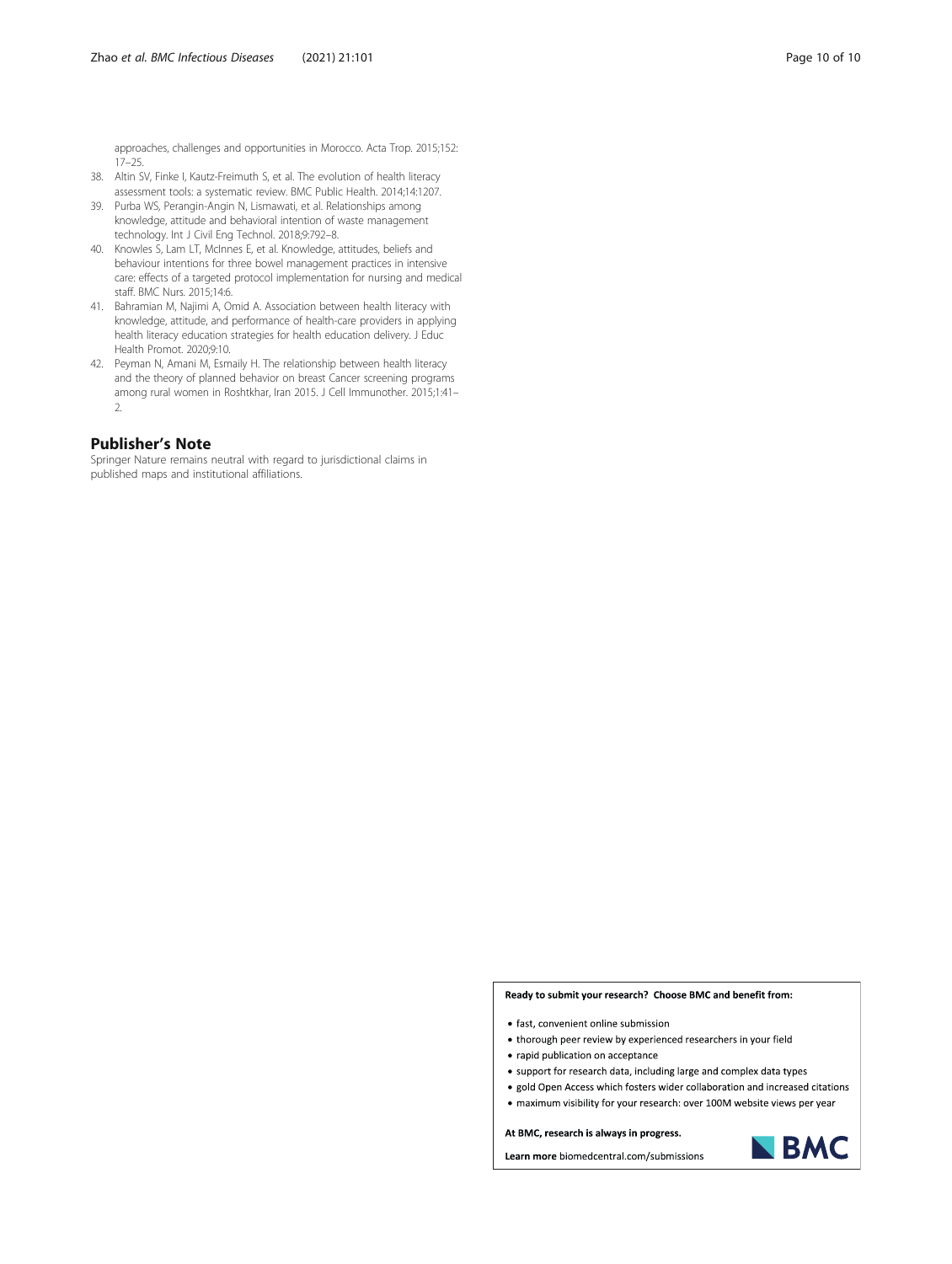approaches, challenges and opportunities in Morocco. Acta Trop. 2015;152: 17–25.

38. Altin SV, Finke I, Kautz-Freimuth S, et al. The evolution of health literacy assessment tools: a systematic review. BMC Public Health. 2014;14:1207.
39. Purba WS, Perangin-Angin N, Lismawati, et al. Relationships among knowledge, attitude and behavioral intention of waste management technology. Int J Civil Eng Technol. 2018;9:792–8.
40. Knowles S, Lam LT, McInnes E, et al. Knowledge, attitudes, beliefs and behaviour intentions for three bowel management practices in intensive care: effects of a targeted protocol implementation for nursing and medical staff. BMC Nurs. 2015;14:6.
41. Bahramian M, Najimi A, Omid A. Association between health literacy with knowledge, attitude, and performance of health-care providers in applying health literacy education strategies for health education delivery. J Educ Health Promot. 2020;9:10.
42. Peyman N, Amani M, Esmaily H. The relationship between health literacy and the theory of planned behavior on breast Cancer screening programs among rural women in Roshtkhar, Iran 2015. J Cell Immunother. 2015;1:41–2.

## Publisher's Note

Springer Nature remains neutral with regard to jurisdictional claims in published maps and institutional affiliations.

**Ready to submit your research? Choose BMC and benefit from:**

- fast, convenient online submission
- thorough peer review by experienced researchers in your field
- rapid publication on acceptance
- support for research data, including large and complex data types
- gold Open Access which fosters wider collaboration and increased citations
- maximum visibility for your research: over 100M website views per year

**At BMC, research is always in progress.**

**Learn more** biomedcentral.com/submissions

BMC